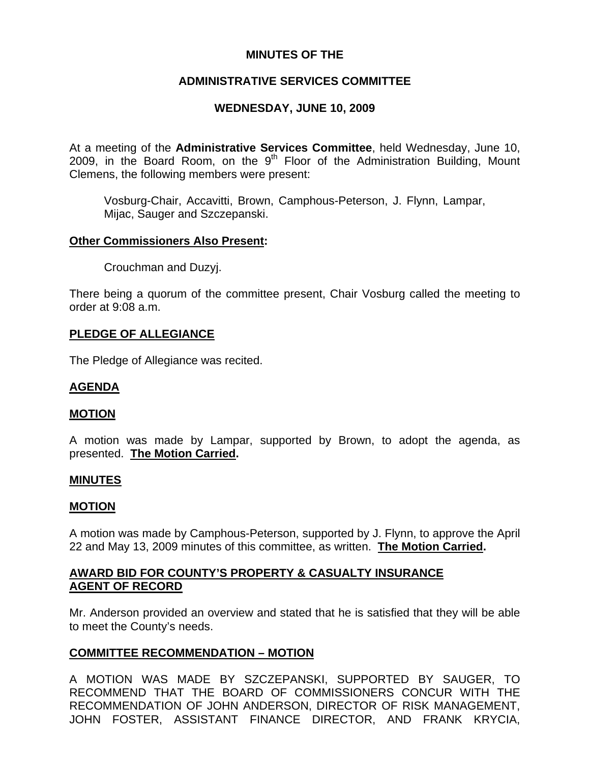**MINUTES OF THE**

**ADMINISTRATIVE SERVICES COMMITTEE**

**WEDNESDAY, JUNE 10, 2009**

At a meeting of the **Administrative Services Committee**, held Wednesday, June 10, 2009, in the Board Room, on the 9th Floor of the Administration Building, Mount Clemens, the following members were present:

Vosburg-Chair, Accavitti, Brown, Camphous-Peterson, J. Flynn, Lampar, Mijac, Sauger and Szczepanski.

**Other Commissioners Also Present:**

Crouchman and Duzyj.

There being a quorum of the committee present, Chair Vosburg called the meeting to order at 9:08 a.m.

**PLEDGE OF ALLEGIANCE**

The Pledge of Allegiance was recited.

**AGENDA**

**MOTION**

A motion was made by Lampar, supported by Brown, to adopt the agenda, as presented. **The Motion Carried.**

**MINUTES**

**MOTION**

A motion was made by Camphous-Peterson, supported by J. Flynn, to approve the April 22 and May 13, 2009 minutes of this committee, as written. **The Motion Carried.**

**AWARD BID FOR COUNTY'S PROPERTY & CASUALTY INSURANCE AGENT OF RECORD**

Mr. Anderson provided an overview and stated that he is satisfied that they will be able to meet the County's needs.

**COMMITTEE RECOMMENDATION – MOTION**

A MOTION WAS MADE BY SZCZEPANSKI, SUPPORTED BY SAUGER, TO RECOMMEND THAT THE BOARD OF COMMISSIONERS CONCUR WITH THE RECOMMENDATION OF JOHN ANDERSON, DIRECTOR OF RISK MANAGEMENT, JOHN FOSTER, ASSISTANT FINANCE DIRECTOR, AND FRANK KRYCIA,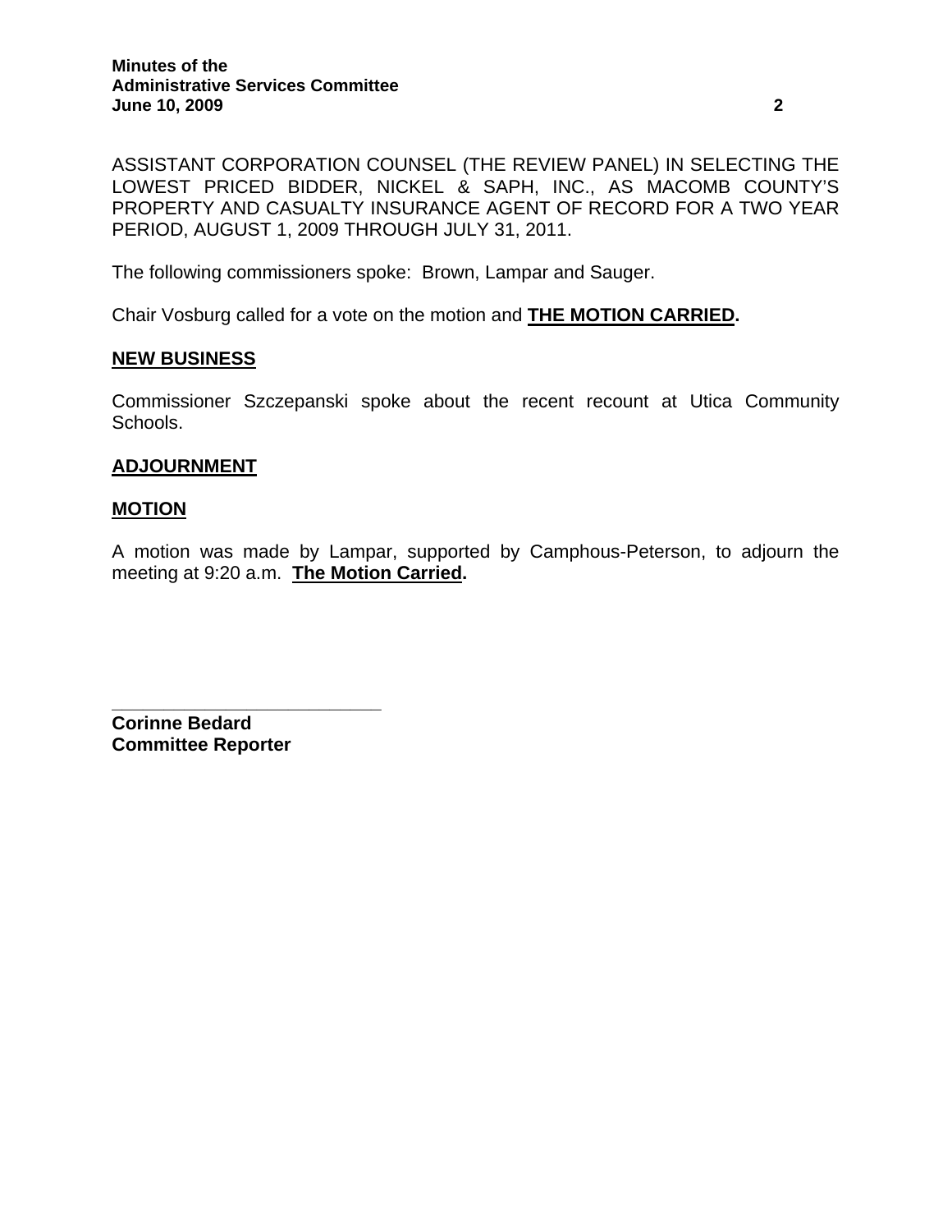ASSISTANT CORPORATION COUNSEL (THE REVIEW PANEL) IN SELECTING THE LOWEST PRICED BIDDER, NICKEL & SAPH, INC., AS MACOMB COUNTY'S PROPERTY AND CASUALTY INSURANCE AGENT OF RECORD FOR A TWO YEAR PERIOD, AUGUST 1, 2009 THROUGH JULY 31, 2011.

The following commissioners spoke: Brown, Lampar and Sauger.

Chair Vosburg called for a vote on the motion and **THE MOTION CARRIED.**

**NEW BUSINESS**

Commissioner Szczepanski spoke about the recent recount at Utica Community Schools.

**ADJOURNMENT**

**MOTION**

A motion was made by Lampar, supported by Camphous-Peterson, to adjourn the meeting at 9:20 a.m. **The Motion Carried.**

___________________________

**Corinne Bedard**
**Committee Reporter**